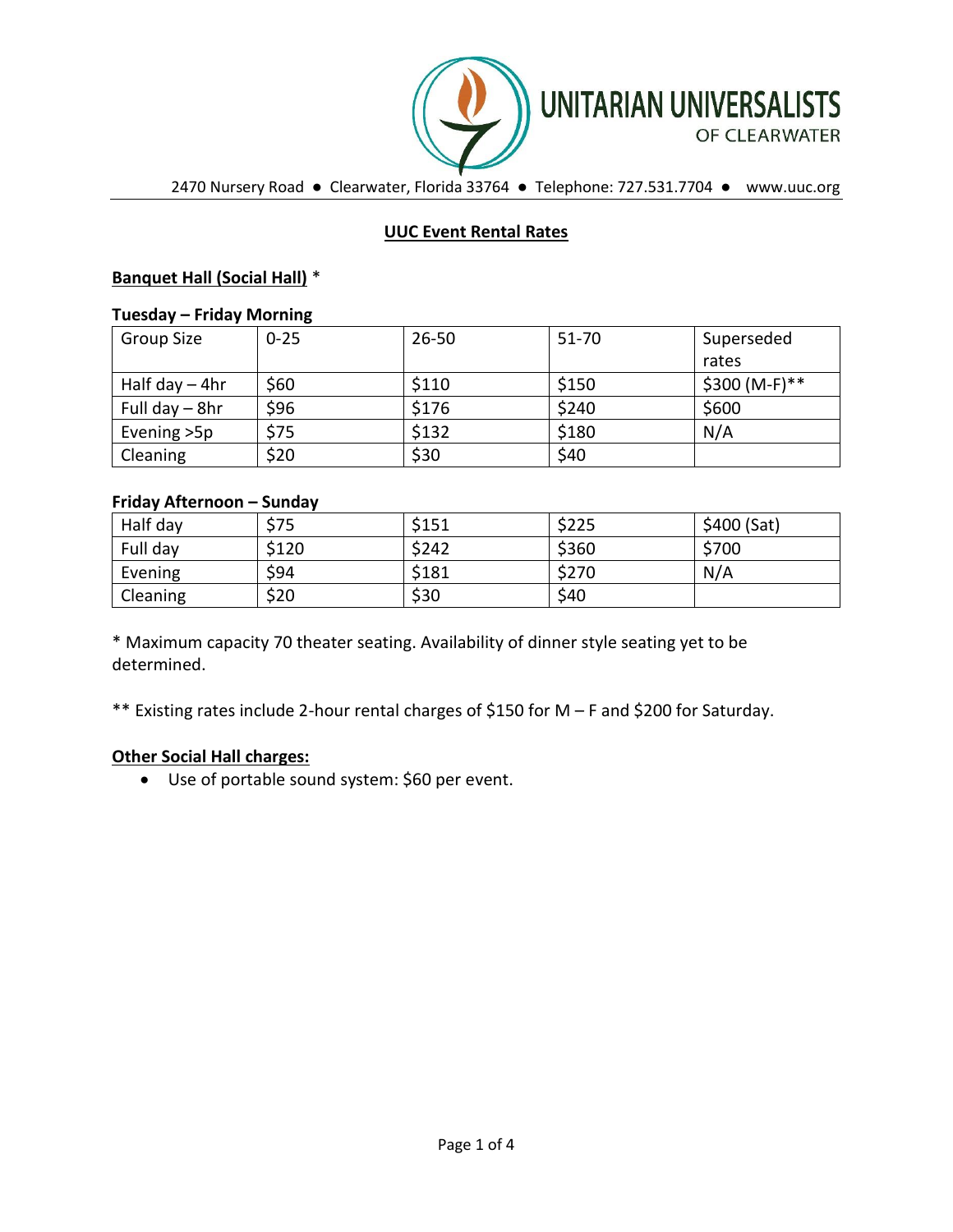# UNITARIAN UNIVERSALISTS OF CLEARWATER

2470 Nursery Road ● Clearwater, Florida 33764 ● Telephone: 727.531.7704 ● www.uuc.org

## UUC Event Rental Rates

### Banquet Hall (Social Hall) *

**Tuesday – Friday Morning**

| Group Size | 0-25 | 26-50 | 51-70 | Superseded rates |
|---|---|---|---|---|
| Half day – 4hr | $60 | $110 | $150 | $300 (M-F)** |
| Full day – 8hr | $96 | $176 | $240 | $600 |
| Evening >5p | $75 | $132 | $180 | N/A |
| Cleaning | $20 | $30 | $40 | |

**Friday Afternoon – Sunday**

| | | | | |
|---|---|---|---|---|
| Half day | $75 | $151 | $225 | $400 (Sat) |
| Full day | $120 | $242 | $360 | $700 |
| Evening | $94 | $181 | $270 | N/A |
| Cleaning | $20 | $30 | $40 | |

* Maximum capacity 70 theater seating. Availability of dinner style seating yet to be determined.

** Existing rates include 2-hour rental charges of $150 for M – F and $200 for Saturday.

### Other Social Hall charges:

- Use of portable sound system: $60 per event.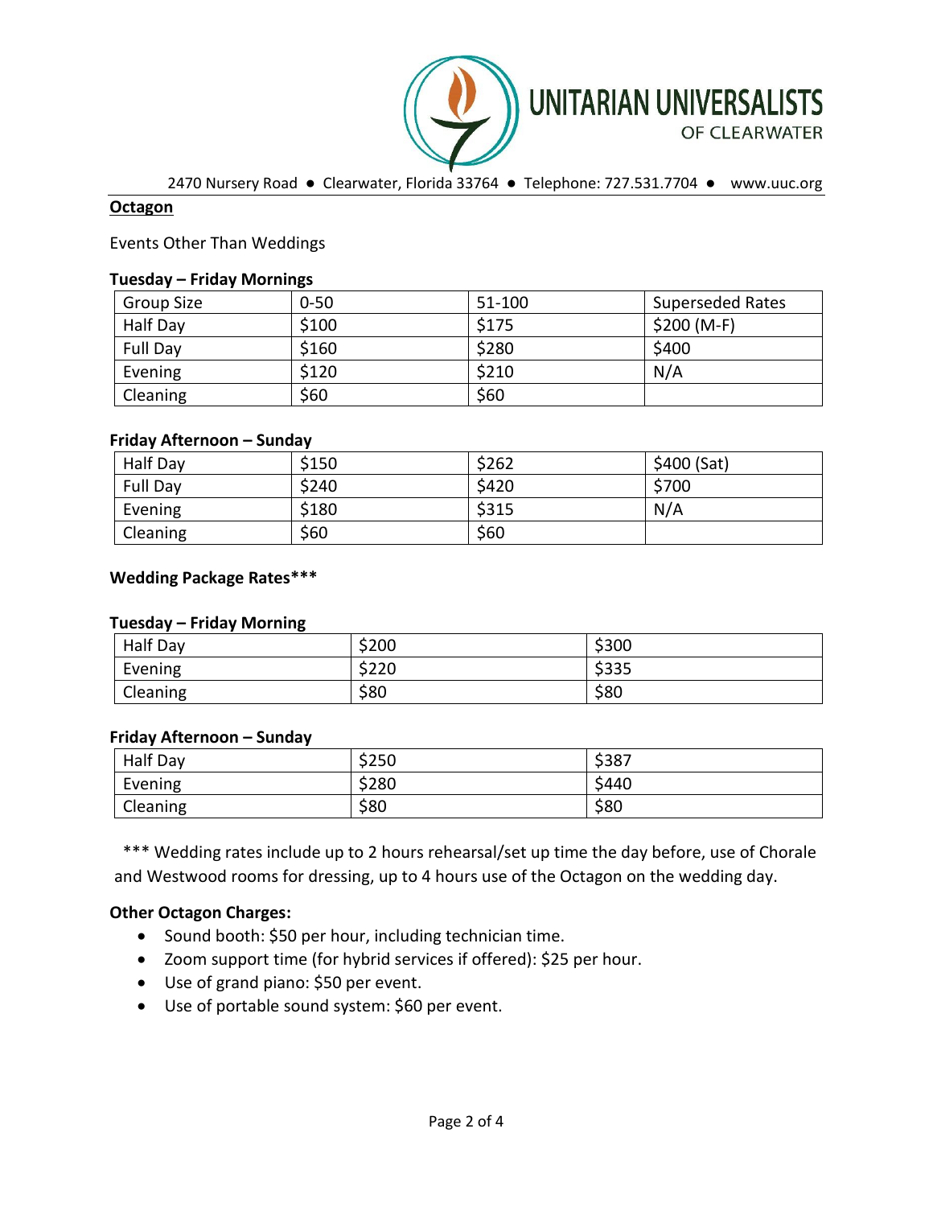UNITARIAN UNIVERSALISTS OF CLEARWATER

2470 Nursery Road ● Clearwater, Florida 33764 ● Telephone: 727.531.7704 ● www.uuc.org

## Octagon

Events Other Than Weddings

### Tuesday – Friday Mornings

| Group Size | 0-50 | 51-100 | Superseded Rates |
|---|---|---|---|
| Half Day | $100 | $175 | $200 (M-F) |
| Full Day | $160 | $280 | $400 |
| Evening | $120 | $210 | N/A |
| Cleaning | $60 | $60 | |

### Friday Afternoon – Sunday

| | | | |
|---|---|---|---|
| Half Day | $150 | $262 | $400 (Sat) |
| Full Day | $240 | $420 | $700 |
| Evening | $180 | $315 | N/A |
| Cleaning | $60 | $60 | |

### Wedding Package Rates***

### Tuesday – Friday Morning

| | | |
|---|---|---|
| Half Day | $200 | $300 |
| Evening | $220 | $335 |
| Cleaning | $80 | $80 |

### Friday Afternoon – Sunday

| | | |
|---|---|---|
| Half Day | $250 | $387 |
| Evening | $280 | $440 |
| Cleaning | $80 | $80 |

*** Wedding rates include up to 2 hours rehearsal/set up time the day before, use of Chorale and Westwood rooms for dressing, up to 4 hours use of the Octagon on the wedding day.

### Other Octagon Charges:

- Sound booth: $50 per hour, including technician time.
- Zoom support time (for hybrid services if offered): $25 per hour.
- Use of grand piano: $50 per event.
- Use of portable sound system: $60 per event.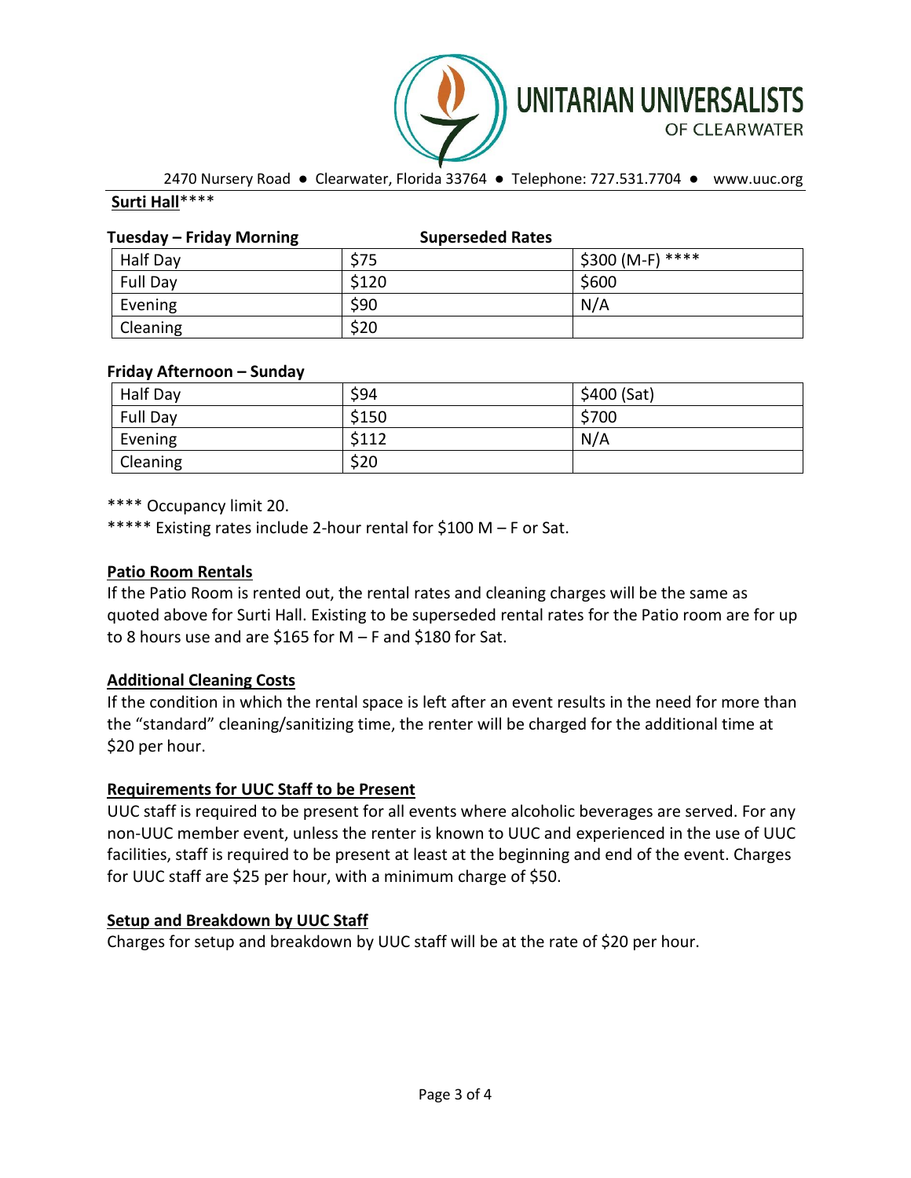UNITARIAN UNIVERSALISTS OF CLEARWATER

2470 Nursery Road ● Clearwater, Florida 33764 ● Telephone: 727.531.7704 ● www.uuc.org

**Surti Hall******

| **Tuesday – Friday Morning** | | **Superseded Rates** |
|---|---|---|
| Half Day | $75 | $300 (M-F) **** |
| Full Day | $120 | $600 |
| Evening | $90 | N/A |
| Cleaning | $20 | |

**Friday Afternoon – Sunday**

| | | |
|---|---|---|
| Half Day | $94 | $400 (Sat) |
| Full Day | $150 | $700 |
| Evening | $112 | N/A |
| Cleaning | $20 | |

**** Occupancy limit 20.

***** Existing rates include 2-hour rental for $100 M – F or Sat.

**Patio Room Rentals**

If the Patio Room is rented out, the rental rates and cleaning charges will be the same as quoted above for Surti Hall. Existing to be superseded rental rates for the Patio room are for up to 8 hours use and are $165 for M – F and $180 for Sat.

**Additional Cleaning Costs**

If the condition in which the rental space is left after an event results in the need for more than the "standard" cleaning/sanitizing time, the renter will be charged for the additional time at $20 per hour.

**Requirements for UUC Staff to be Present**

UUC staff is required to be present for all events where alcoholic beverages are served. For any non-UUC member event, unless the renter is known to UUC and experienced in the use of UUC facilities, staff is required to be present at least at the beginning and end of the event. Charges for UUC staff are $25 per hour, with a minimum charge of $50.

**Setup and Breakdown by UUC Staff**

Charges for setup and breakdown by UUC staff will be at the rate of $20 per hour.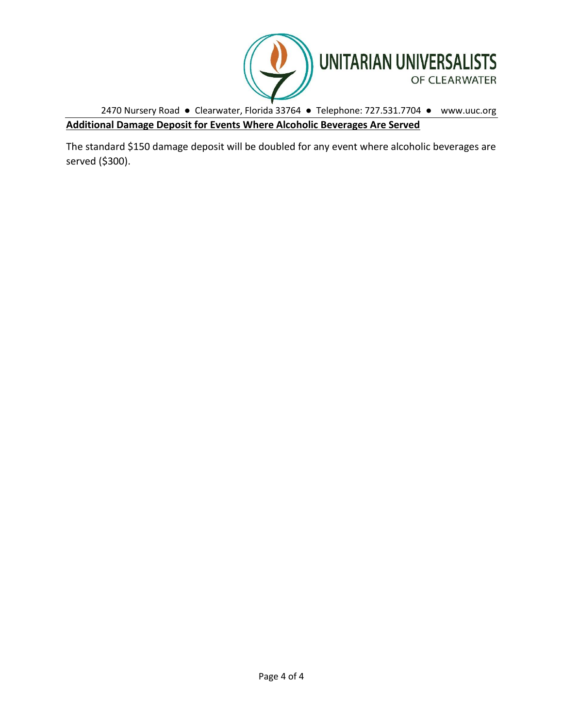**Additional Damage Deposit for Events Where Alcoholic Beverages Are Served**

The standard $150 damage deposit will be doubled for any event where alcoholic beverages are served ($300).